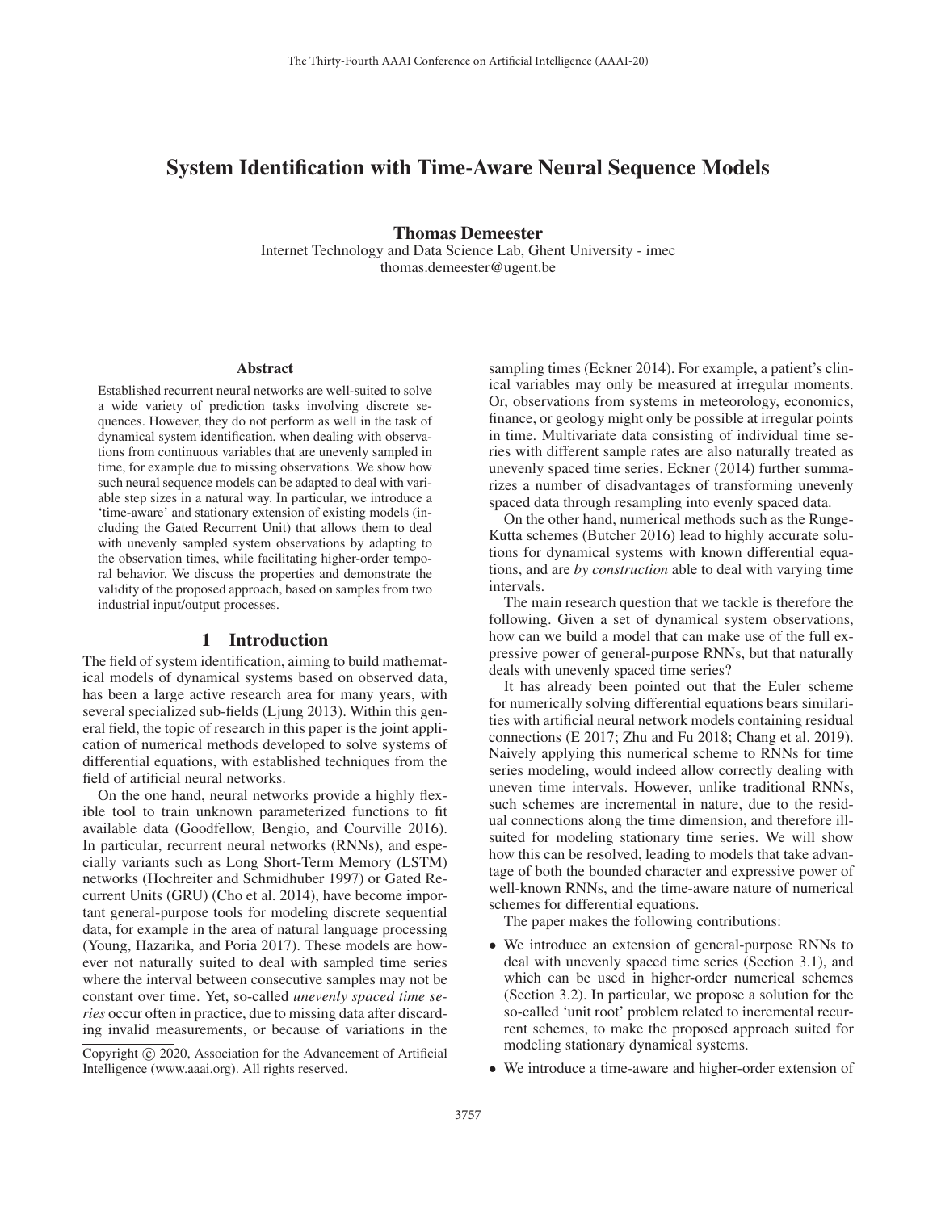# System Identification with Time-Aware Neural Sequence Models

**Thomas Demeester**
Internet Technology and Data Science Lab, Ghent University - imec
thomas.demeester@ugent.be

## Abstract

Established recurrent neural networks are well-suited to solve a wide variety of prediction tasks involving discrete sequences. However, they do not perform as well in the task of dynamical system identification, when dealing with observations from continuous variables that are unevenly sampled in time, for example due to missing observations. We show how such neural sequence models can be adapted to deal with variable step sizes in a natural way. In particular, we introduce a 'time-aware' and stationary extension of existing models (including the Gated Recurrent Unit) that allows them to deal with unevenly sampled system observations by adapting to the observation times, while facilitating higher-order temporal behavior. We discuss the properties and demonstrate the validity of the proposed approach, based on samples from two industrial input/output processes.

## 1 Introduction

The field of system identification, aiming to build mathematical models of dynamical systems based on observed data, has been a large active research area for many years, with several specialized sub-fields (Ljung 2013). Within this general field, the topic of research in this paper is the joint application of numerical methods developed to solve systems of differential equations, with established techniques from the field of artificial neural networks.

On the one hand, neural networks provide a highly flexible tool to train unknown parameterized functions to fit available data (Goodfellow, Bengio, and Courville 2016). In particular, recurrent neural networks (RNNs), and especially variants such as Long Short-Term Memory (LSTM) networks (Hochreiter and Schmidhuber 1997) or Gated Recurrent Units (GRU) (Cho et al. 2014), have become important general-purpose tools for modeling discrete sequential data, for example in the area of natural language processing (Young, Hazarika, and Poria 2017). These models are however not naturally suited to deal with sampled time series where the interval between consecutive samples may not be constant over time. Yet, so-called *unevenly spaced time series* occur often in practice, due to missing data after discarding invalid measurements, or because of variations in the sampling times (Eckner 2014). For example, a patient's clinical variables may only be measured at irregular moments. Or, observations from systems in meteorology, economics, finance, or geology might only be possible at irregular points in time. Multivariate data consisting of individual time series with different sample rates are also naturally treated as unevenly spaced time series. Eckner (2014) further summarizes a number of disadvantages of transforming unevenly spaced data through resampling into evenly spaced data.

On the other hand, numerical methods such as the Runge-Kutta schemes (Butcher 2016) lead to highly accurate solutions for dynamical systems with known differential equations, and are *by construction* able to deal with varying time intervals.

The main research question that we tackle is therefore the following. Given a set of dynamical system observations, how can we build a model that can make use of the full expressive power of general-purpose RNNs, but that naturally deals with unevenly spaced time series?

It has already been pointed out that the Euler scheme for numerically solving differential equations bears similarities with artificial neural network models containing residual connections (E 2017; Zhu and Fu 2018; Chang et al. 2019). Naively applying this numerical scheme to RNNs for time series modeling, would indeed allow correctly dealing with uneven time intervals. However, unlike traditional RNNs, such schemes are incremental in nature, due to the residual connections along the time dimension, and therefore ill-suited for modeling stationary time series. We will show how this can be resolved, leading to models that take advantage of both the bounded character and expressive power of well-known RNNs, and the time-aware nature of numerical schemes for differential equations.

The paper makes the following contributions:

- We introduce an extension of general-purpose RNNs to deal with unevenly spaced time series (Section 3.1), and which can be used in higher-order numerical schemes (Section 3.2). In particular, we propose a solution for the so-called 'unit root' problem related to incremental recurrent schemes, to make the proposed approach suited for modeling stationary dynamical systems.
- We introduce a time-aware and higher-order extension of

Copyright © 2020, Association for the Advancement of Artificial Intelligence (www.aaai.org). All rights reserved.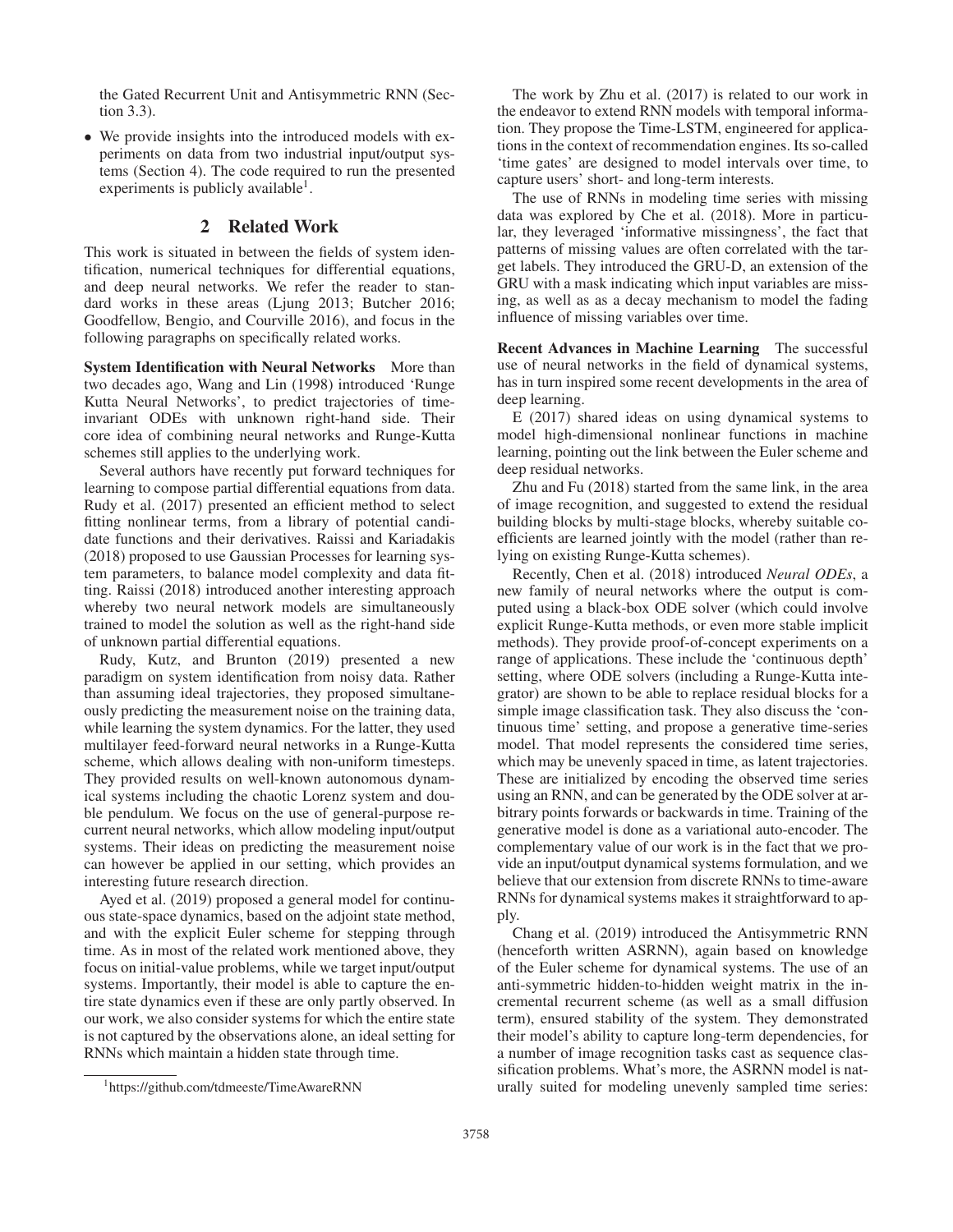the Gated Recurrent Unit and Antisymmetric RNN (Section 3.3).

- We provide insights into the introduced models with experiments on data from two industrial input/output systems (Section 4). The code required to run the presented experiments is publicly available[1].

## 2 Related Work

This work is situated in between the fields of system identification, numerical techniques for differential equations, and deep neural networks. We refer the reader to standard works in these areas (Ljung 2013; Butcher 2016; Goodfellow, Bengio, and Courville 2016), and focus in the following paragraphs on specifically related works.

**System Identification with Neural Networks** More than two decades ago, Wang and Lin (1998) introduced 'Runge Kutta Neural Networks', to predict trajectories of time-invariant ODEs with unknown right-hand side. Their core idea of combining neural networks and Runge-Kutta schemes still applies to the underlying work.

Several authors have recently put forward techniques for learning to compose partial differential equations from data. Rudy et al. (2017) presented an efficient method to select fitting nonlinear terms, from a library of potential candidate functions and their derivatives. Raissi and Kariadakis (2018) proposed to use Gaussian Processes for learning system parameters, to balance model complexity and data fitting. Raissi (2018) introduced another interesting approach whereby two neural network models are simultaneously trained to model the solution as well as the right-hand side of unknown partial differential equations.

Rudy, Kutz, and Brunton (2019) presented a new paradigm on system identification from noisy data. Rather than assuming ideal trajectories, they proposed simultaneously predicting the measurement noise on the training data, while learning the system dynamics. For the latter, they used multilayer feed-forward neural networks in a Runge-Kutta scheme, which allows dealing with non-uniform timesteps. They provided results on well-known autonomous dynamical systems including the chaotic Lorenz system and double pendulum. We focus on the use of general-purpose recurrent neural networks, which allow modeling input/output systems. Their ideas on predicting the measurement noise can however be applied in our setting, which provides an interesting future research direction.

Ayed et al. (2019) proposed a general model for continuous state-space dynamics, based on the adjoint state method, and with the explicit Euler scheme for stepping through time. As in most of the related work mentioned above, they focus on initial-value problems, while we target input/output systems. Importantly, their model is able to capture the entire state dynamics even if these are only partly observed. In our work, we also consider systems for which the entire state is not captured by the observations alone, an ideal setting for RNNs which maintain a hidden state through time.

The work by Zhu et al. (2017) is related to our work in the endeavor to extend RNN models with temporal information. They propose the Time-LSTM, engineered for applications in the context of recommendation engines. Its so-called 'time gates' are designed to model intervals over time, to capture users' short- and long-term interests.

The use of RNNs in modeling time series with missing data was explored by Che et al. (2018). More in particular, they leveraged 'informative missingness', the fact that patterns of missing values are often correlated with the target labels. They introduced the GRU-D, an extension of the GRU with a mask indicating which input variables are missing, as well as as a decay mechanism to model the fading influence of missing variables over time.

**Recent Advances in Machine Learning** The successful use of neural networks in the field of dynamical systems, has in turn inspired some recent developments in the area of deep learning.

E (2017) shared ideas on using dynamical systems to model high-dimensional nonlinear functions in machine learning, pointing out the link between the Euler scheme and deep residual networks.

Zhu and Fu (2018) started from the same link, in the area of image recognition, and suggested to extend the residual building blocks by multi-stage blocks, whereby suitable coefficients are learned jointly with the model (rather than relying on existing Runge-Kutta schemes).

Recently, Chen et al. (2018) introduced *Neural ODEs*, a new family of neural networks where the output is computed using a black-box ODE solver (which could involve explicit Runge-Kutta methods, or even more stable implicit methods). They provide proof-of-concept experiments on a range of applications. These include the 'continuous depth' setting, where ODE solvers (including a Runge-Kutta integrator) are shown to be able to replace residual blocks for a simple image classification task. They also discuss the 'continuous time' setting, and propose a generative time-series model. That model represents the considered time series, which may be unevenly spaced in time, as latent trajectories. These are initialized by encoding the observed time series using an RNN, and can be generated by the ODE solver at arbitrary points forwards or backwards in time. Training of the generative model is done as a variational auto-encoder. The complementary value of our work is in the fact that we provide an input/output dynamical systems formulation, and we believe that our extension from discrete RNNs to time-aware RNNs for dynamical systems makes it straightforward to apply.

Chang et al. (2019) introduced the Antisymmetric RNN (henceforth written ASRNN), again based on knowledge of the Euler scheme for dynamical systems. The use of an anti-symmetric hidden-to-hidden weight matrix in the incremental recurrent scheme (as well as a small diffusion term), ensured stability of the system. They demonstrated their model's ability to capture long-term dependencies, for a number of image recognition tasks cast as sequence classification problems. What's more, the ASRNN model is naturally suited for modeling unevenly sampled time series:

[1] https://github.com/tdmeeste/TimeAwareRNN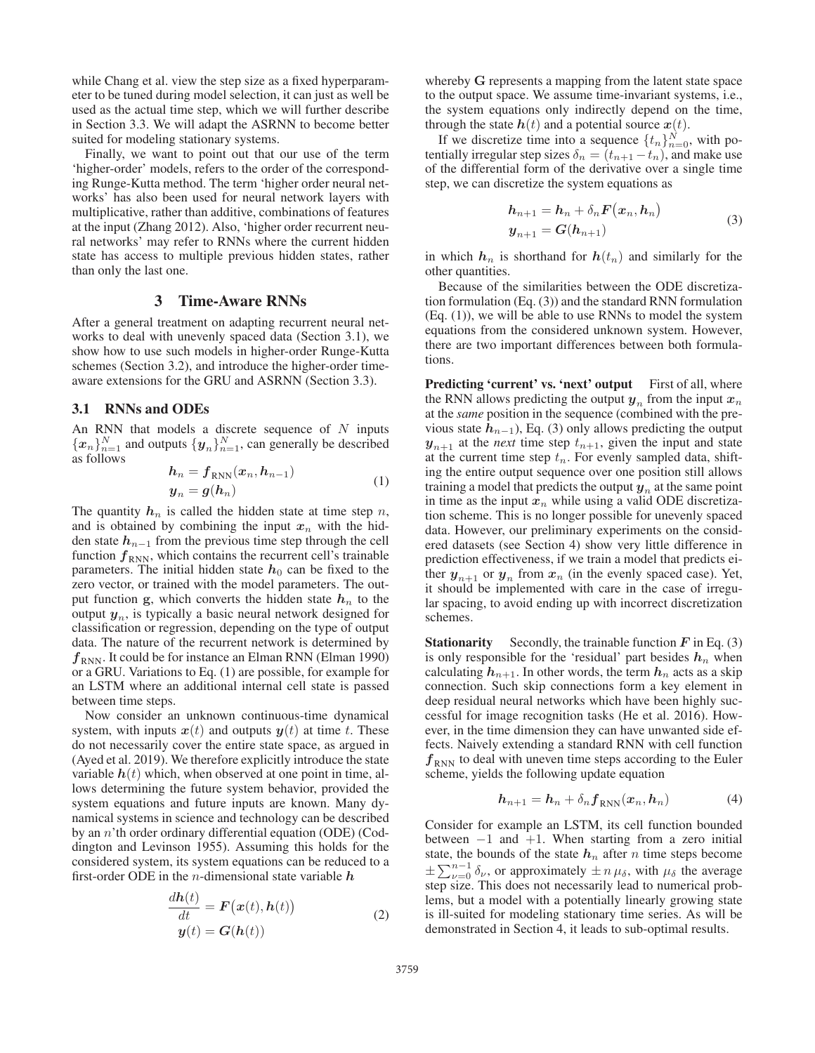while Chang et al. view the step size as a fixed hyperparameter to be tuned during model selection, it can just as well be used as the actual time step, which we will further describe in Section 3.3. We will adapt the ASRNN to become better suited for modeling stationary systems.

Finally, we want to point out that our use of the term 'higher-order' models, refers to the order of the corresponding Runge-Kutta method. The term 'higher order neural networks' has also been used for neural network layers with multiplicative, rather than additive, combinations of features at the input (Zhang 2012). Also, 'higher order recurrent neural networks' may refer to RNNs where the current hidden state has access to multiple previous hidden states, rather than only the last one.

## 3 Time-Aware RNNs

After a general treatment on adapting recurrent neural networks to deal with unevenly spaced data (Section 3.1), we show how to use such models in higher-order Runge-Kutta schemes (Section 3.2), and introduce the higher-order time-aware extensions for the GRU and ASRNN (Section 3.3).

### 3.1 RNNs and ODEs

An RNN that models a discrete sequence of $N$ inputs $\{\boldsymbol{x}_n\}_{n=1}^N$ and outputs $\{\boldsymbol{y}_n\}_{n=1}^N$, can generally be described as follows

$$
\begin{aligned}
\boldsymbol{h}_n &= \boldsymbol{f}_{\text{RNN}}(\boldsymbol{x}_n, \boldsymbol{h}_{n-1}) \\
\boldsymbol{y}_n &= \boldsymbol{g}(\boldsymbol{h}_n)
\end{aligned}
\tag{1}
$$

The quantity $\boldsymbol{h}_n$ is called the hidden state at time step $n$, and is obtained by combining the input $\boldsymbol{x}_n$ with the hidden state $\boldsymbol{h}_{n-1}$ from the previous time step through the cell function $\boldsymbol{f}_{\text{RNN}}$, which contains the recurrent cell's trainable parameters. The initial hidden state $\boldsymbol{h}_0$ can be fixed to the zero vector, or trained with the model parameters. The output function $\mathbf{g}$, which converts the hidden state $\boldsymbol{h}_n$ to the output $\boldsymbol{y}_n$, is typically a basic neural network designed for classification or regression, depending on the type of output data. The nature of the recurrent network is determined by $\boldsymbol{f}_{\text{RNN}}$. It could be for instance an Elman RNN (Elman 1990) or a GRU. Variations to Eq. (1) are possible, for example for an LSTM where an additional internal cell state is passed between time steps.

Now consider an unknown continuous-time dynamical system, with inputs $\boldsymbol{x}(t)$ and outputs $\boldsymbol{y}(t)$ at time $t$. These do not necessarily cover the entire state space, as argued in (Ayed et al. 2019). We therefore explicitly introduce the state variable $\boldsymbol{h}(t)$ which, when observed at one point in time, allows determining the future system behavior, provided the system equations and future inputs are known. Many dynamical systems in science and technology can be described by an $n$'th order ordinary differential equation (ODE) (Coddington and Levinson 1955). Assuming this holds for the considered system, its system equations can be reduced to a first-order ODE in the $n$-dimensional state variable $\boldsymbol{h}$

$$
\begin{aligned}
\frac{d\boldsymbol{h}(t)}{dt} &= \boldsymbol{F}\big(\boldsymbol{x}(t), \boldsymbol{h}(t)\big) \\
\boldsymbol{y}(t) &= \boldsymbol{G}(\boldsymbol{h}(t))
\end{aligned}
\tag{2}
$$

whereby $\mathbf{G}$ represents a mapping from the latent state space to the output space. We assume time-invariant systems, i.e., the system equations only indirectly depend on the time, through the state $\boldsymbol{h}(t)$ and a potential source $\boldsymbol{x}(t)$.

If we discretize time into a sequence $\{t_n\}_{n=0}^N$, with potentially irregular step sizes $\delta_n = (t_{n+1} - t_n)$, and make use of the differential form of the derivative over a single time step, we can discretize the system equations as

$$
\begin{aligned}
\boldsymbol{h}_{n+1} &= \boldsymbol{h}_n + \delta_n \boldsymbol{F}\big(\boldsymbol{x}_n, \boldsymbol{h}_n\big) \\
\boldsymbol{y}_{n+1} &= \boldsymbol{G}(\boldsymbol{h}_{n+1})
\end{aligned}
\tag{3}
$$

in which $\boldsymbol{h}_n$ is shorthand for $\boldsymbol{h}(t_n)$ and similarly for the other quantities.

Because of the similarities between the ODE discretization formulation (Eq. (3)) and the standard RNN formulation (Eq. (1)), we will be able to use RNNs to model the system equations from the considered unknown system. However, there are two important differences between both formulations.

**Predicting 'current' vs. 'next' output** First of all, where the RNN allows predicting the output $\boldsymbol{y}_n$ from the input $\boldsymbol{x}_n$ at the *same* position in the sequence (combined with the previous state $\boldsymbol{h}_{n-1}$), Eq. (3) only allows predicting the output $\boldsymbol{y}_{n+1}$ at the *next* time step $t_{n+1}$, given the input and state at the current time step $t_n$. For evenly sampled data, shifting the entire output sequence over one position still allows training a model that predicts the output $\boldsymbol{y}_n$ at the same point in time as the input $\boldsymbol{x}_n$ while using a valid ODE discretization scheme. This is no longer possible for unevenly spaced data. However, our preliminary experiments on the considered datasets (see Section 4) show very little difference in prediction effectiveness, if we train a model that predicts either $\boldsymbol{y}_{n+1}$ or $\boldsymbol{y}_n$ from $\boldsymbol{x}_n$ (in the evenly spaced case). Yet, it should be implemented with care in the case of irregular spacing, to avoid ending up with incorrect discretization schemes.

**Stationarity** Secondly, the trainable function $\boldsymbol{F}$ in Eq. (3) is only responsible for the 'residual' part besides $\boldsymbol{h}_n$ when calculating $\boldsymbol{h}_{n+1}$. In other words, the term $\boldsymbol{h}_n$ acts as a skip connection. Such skip connections form a key element in deep residual neural networks which have been highly successful for image recognition tasks (He et al. 2016). However, in the time dimension they can have unwanted side effects. Naively extending a standard RNN with cell function $\boldsymbol{f}_{\text{RNN}}$ to deal with uneven time steps according to the Euler scheme, yields the following update equation

$$
\boldsymbol{h}_{n+1} = \boldsymbol{h}_n + \delta_n \boldsymbol{f}_{\text{RNN}}(\boldsymbol{x}_n, \boldsymbol{h}_n) \tag{4}
$$

Consider for example an LSTM, its cell function bounded between $-1$ and $+1$. When starting from a zero initial state, the bounds of the state $\boldsymbol{h}_n$ after $n$ time steps become $\pm \sum_{\nu=0}^{n-1} \delta_\nu$, or approximately $\pm\, n\, \mu_\delta$, with $\mu_\delta$ the average step size. This does not necessarily lead to numerical problems, but a model with a potentially linearly growing state is ill-suited for modeling stationary time series. As will be demonstrated in Section 4, it leads to sub-optimal results.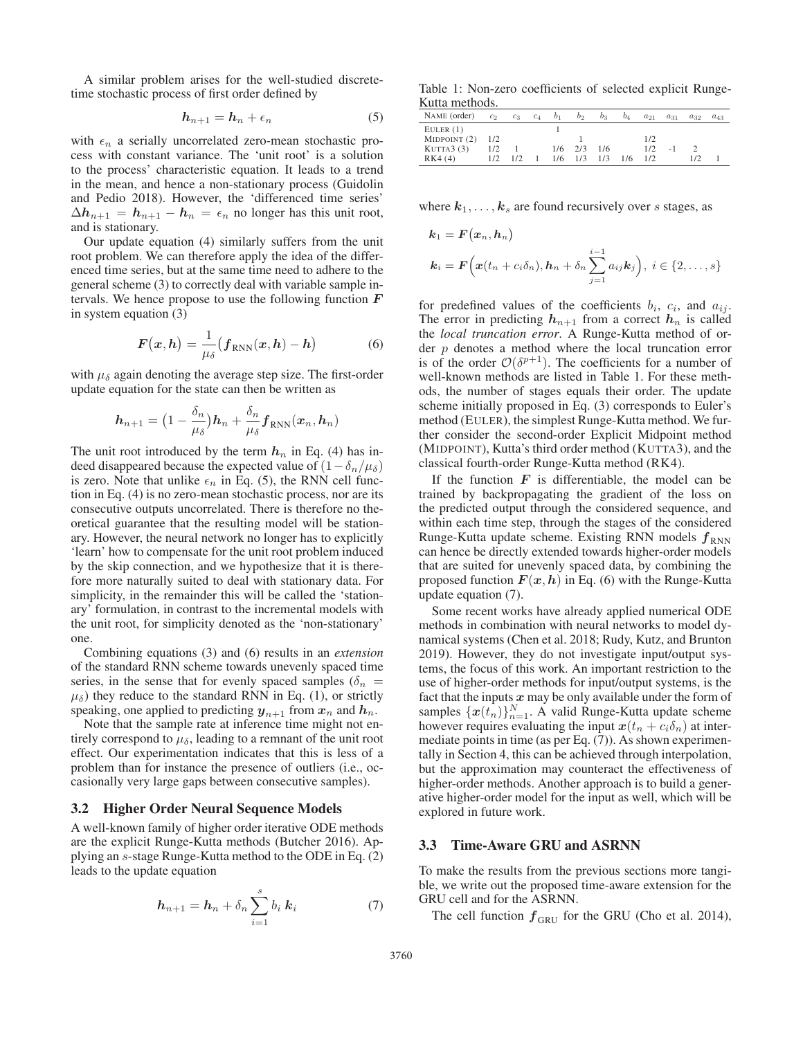A similar problem arises for the well-studied discrete-time stochastic process of first order defined by

$$\boldsymbol{h}_{n+1} = \boldsymbol{h}_n + \epsilon_n \tag{5}$$

with $\epsilon_n$ a serially uncorrelated zero-mean stochastic process with constant variance. The 'unit root' is a solution to the process' characteristic equation. It leads to a trend in the mean, and hence a non-stationary process (Guidolin and Pedio 2018). However, the 'differenced time series' $\Delta \boldsymbol{h}_{n+1} = \boldsymbol{h}_{n+1} - \boldsymbol{h}_n = \epsilon_n$ no longer has this unit root, and is stationary.

Our update equation (4) similarly suffers from the unit root problem. We can therefore apply the idea of the differenced time series, but at the same time need to adhere to the general scheme (3) to correctly deal with variable sample intervals. We hence propose to use the following function $\boldsymbol{F}$ in system equation (3)

$$\boldsymbol{F}(\boldsymbol{x}, \boldsymbol{h}) = \frac{1}{\mu_\delta}\big(\boldsymbol{f}_{\text{RNN}}(\boldsymbol{x}, \boldsymbol{h}) - \boldsymbol{h}\big) \tag{6}$$

with $\mu_\delta$ again denoting the average step size. The first-order update equation for the state can then be written as

$$\boldsymbol{h}_{n+1} = \big(1 - \frac{\delta_n}{\mu_\delta}\big)\boldsymbol{h}_n + \frac{\delta_n}{\mu_\delta}\boldsymbol{f}_{\text{RNN}}(\boldsymbol{x}_n, \boldsymbol{h}_n)$$

The unit root introduced by the term $\boldsymbol{h}_n$ in Eq. (4) has indeed disappeared because the expected value of $(1 - \delta_n/\mu_\delta)$ is zero. Note that unlike $\epsilon_n$ in Eq. (5), the RNN cell function in Eq. (4) is no zero-mean stochastic process, nor are its consecutive outputs uncorrelated. There is therefore no theoretical guarantee that the resulting model will be stationary. However, the neural network no longer has to explicitly 'learn' how to compensate for the unit root problem induced by the skip connection, and we hypothesize that it is therefore more naturally suited to deal with stationary data. For simplicity, in the remainder this will be called the 'stationary' formulation, in contrast to the incremental models with the unit root, for simplicity denoted as the 'non-stationary' one.

Combining equations (3) and (6) results in an *extension* of the standard RNN scheme towards unevenly spaced time series, in the sense that for evenly spaced samples ($\delta_n = \mu_\delta$) they reduce to the standard RNN in Eq. (1), or strictly speaking, one applied to predicting $\boldsymbol{y}_{n+1}$ from $\boldsymbol{x}_n$ and $\boldsymbol{h}_n$.

Note that the sample rate at inference time might not entirely correspond to $\mu_\delta$, leading to a remnant of the unit root effect. Our experimentation indicates that this is less of a problem than for instance the presence of outliers (i.e., occasionally very large gaps between consecutive samples).

### 3.2 Higher Order Neural Sequence Models

A well-known family of higher order iterative ODE methods are the explicit Runge-Kutta methods (Butcher 2016). Applying an $s$-stage Runge-Kutta method to the ODE in Eq. (2) leads to the update equation

$$\boldsymbol{h}_{n+1} = \boldsymbol{h}_n + \delta_n \sum_{i=1}^{s} b_i\, \boldsymbol{k}_i \tag{7}$$

Table 1: Non-zero coefficients of selected explicit Runge-Kutta methods.

| NAME (order) | $c_2$ | $c_3$ | $c_4$ | $b_1$ | $b_2$ | $b_3$ | $b_4$ | $a_{21}$ | $a_{31}$ | $a_{32}$ | $a_{43}$ |
|---|---|---|---|---|---|---|---|---|---|---|---|
| EULER (1) | | | | 1 | | | | | | | |
| MIDPOINT (2) | 1/2 | | | | 1 | | | 1/2 | | | |
| KUTTA3 (3) | 1/2 | 1 | | 1/6 | 2/3 | 1/6 | | 1/2 | -1 | 2 | |
| RK4 (4) | 1/2 | 1/2 | 1 | 1/6 | 1/3 | 1/3 | 1/6 | 1/2 | | 1/2 | 1 |

where $\boldsymbol{k}_1, \ldots, \boldsymbol{k}_s$ are found recursively over $s$ stages, as

$$\boldsymbol{k}_1 = \boldsymbol{F}(\boldsymbol{x}_n, \boldsymbol{h}_n)$$

$$\boldsymbol{k}_i = \boldsymbol{F}\Big(\boldsymbol{x}(t_n + c_i\delta_n), \boldsymbol{h}_n + \delta_n \sum_{j=1}^{i-1} a_{ij}\boldsymbol{k}_j\Big),\ i \in \{2, \ldots, s\}$$

for predefined values of the coefficients $b_i$, $c_i$, and $a_{ij}$. The error in predicting $\boldsymbol{h}_{n+1}$ from a correct $\boldsymbol{h}_n$ is called the *local truncation error*. A Runge-Kutta method of order $p$ denotes a method where the local truncation error is of the order $\mathcal{O}(\delta^{p+1})$. The coefficients for a number of well-known methods are listed in Table 1. For these methods, the number of stages equals their order. The update scheme initially proposed in Eq. (3) corresponds to Euler's method (EULER), the simplest Runge-Kutta method. We further consider the second-order Explicit Midpoint method (MIDPOINT), Kutta's third order method (KUTTA3), and the classical fourth-order Runge-Kutta method (RK4).

If the function $\boldsymbol{F}$ is differentiable, the model can be trained by backpropagating the gradient of the loss on the predicted output through the considered sequence, and within each time step, through the stages of the considered Runge-Kutta update scheme. Existing RNN models $\boldsymbol{f}_{\text{RNN}}$ can hence be directly extended towards higher-order models that are suited for unevenly spaced data, by combining the proposed function $\boldsymbol{F}(\boldsymbol{x}, \boldsymbol{h})$ in Eq. (6) with the Runge-Kutta update equation (7).

Some recent works have already applied numerical ODE methods in combination with neural networks to model dynamical systems (Chen et al. 2018; Rudy, Kutz, and Brunton 2019). However, they do not investigate input/output systems, the focus of this work. An important restriction to the use of higher-order methods for input/output systems, is the fact that the inputs $\boldsymbol{x}$ may be only available under the form of samples $\{\boldsymbol{x}(t_n)\}_{n=1}^{N}$. A valid Runge-Kutta update scheme however requires evaluating the input $\boldsymbol{x}(t_n + c_i\delta_n)$ at intermediate points in time (i.e., as per Eq. (7)). As shown experimentally in Section 4, this can be achieved through interpolation, but the approximation may counteract the effectiveness of higher-order methods. Another approach is to build a generative higher-order model for the input as well, which will be explored in future work.

### 3.3 Time-Aware GRU and ASRNN

To make the results from the previous sections more tangible, we write out the proposed time-aware extension for the GRU cell and for the ASRNN.

The cell function $\boldsymbol{f}_{\text{GRU}}$ for the GRU (Cho et al. 2014),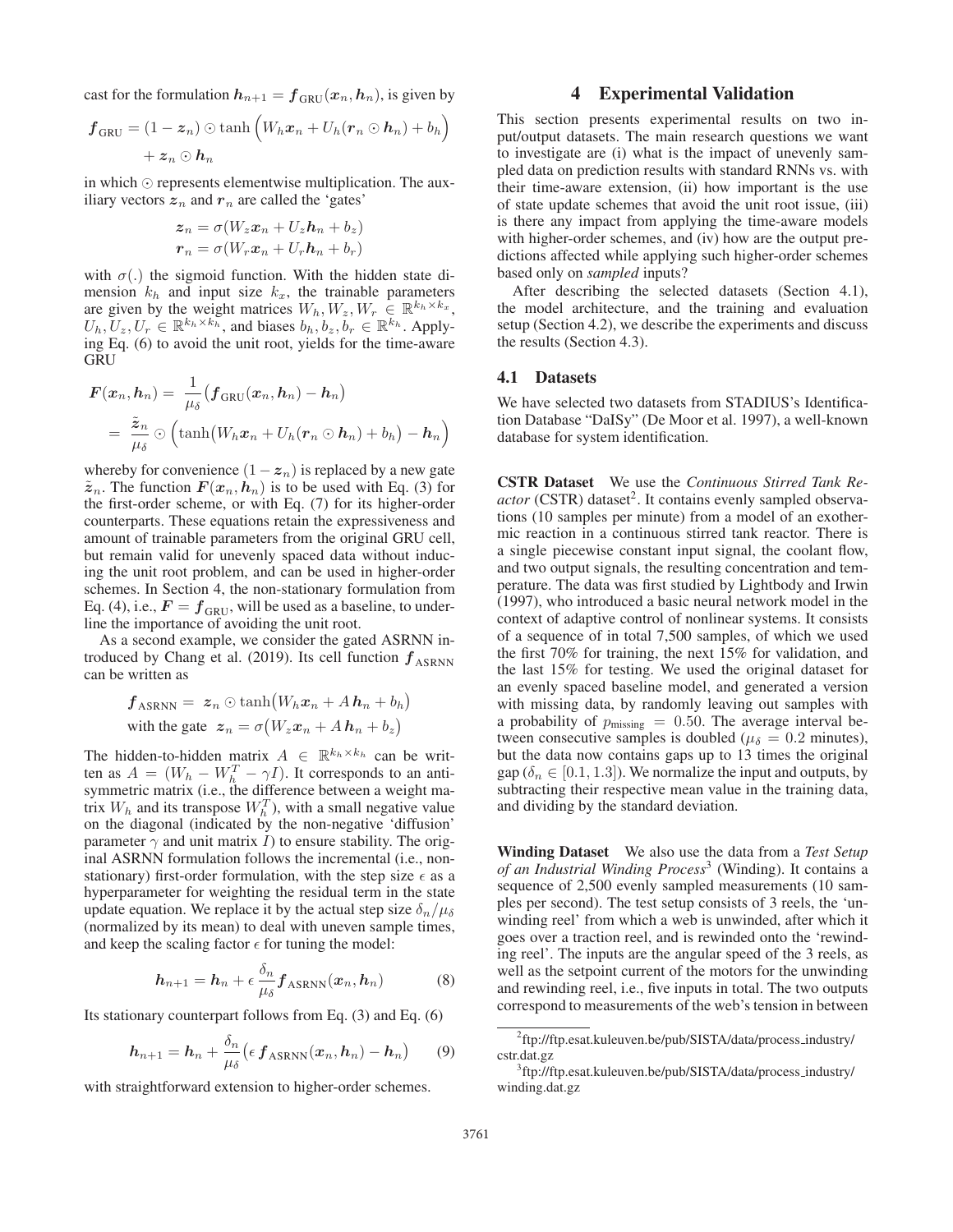cast for the formulation $\boldsymbol{h}_{n+1} = \boldsymbol{f}_{\text{GRU}}(\boldsymbol{x}_n, \boldsymbol{h}_n)$, is given by

$$\boldsymbol{f}_{\text{GRU}} = (1 - \boldsymbol{z}_n) \odot \tanh\Big(W_h \boldsymbol{x}_n + U_h(\boldsymbol{r}_n \odot \boldsymbol{h}_n) + b_h\Big) + \boldsymbol{z}_n \odot \boldsymbol{h}_n$$

in which $\odot$ represents elementwise multiplication. The auxiliary vectors $\boldsymbol{z}_n$ and $\boldsymbol{r}_n$ are called the 'gates'

$$\boldsymbol{z}_n = \sigma(W_z \boldsymbol{x}_n + U_z \boldsymbol{h}_n + b_z)$$
$$\boldsymbol{r}_n = \sigma(W_r \boldsymbol{x}_n + U_r \boldsymbol{h}_n + b_r)$$

with $\sigma(.)$ the sigmoid function. With the hidden state dimension $k_h$ and input size $k_x$, the trainable parameters are given by the weight matrices $W_h, W_z, W_r \in \mathbb{R}^{k_h \times k_x}$, $U_h, U_z, U_r \in \mathbb{R}^{k_h \times k_h}$, and biases $b_h, b_z, b_r \in \mathbb{R}^{k_h}$. Applying Eq. (6) to avoid the unit root, yields for the time-aware GRU

$$\boldsymbol{F}(\boldsymbol{x}_n, \boldsymbol{h}_n) = \frac{1}{\mu_\delta}\big(\boldsymbol{f}_{\text{GRU}}(\boldsymbol{x}_n, \boldsymbol{h}_n) - \boldsymbol{h}_n\big)$$
$$= \frac{\tilde{\boldsymbol{z}}_n}{\mu_\delta} \odot \Big(\tanh\big(W_h \boldsymbol{x}_n + U_h(\boldsymbol{r}_n \odot \boldsymbol{h}_n) + b_h\big) - \boldsymbol{h}_n\Big)$$

whereby for convenience $(1 - \boldsymbol{z}_n)$ is replaced by a new gate $\tilde{\boldsymbol{z}}_n$. The function $\boldsymbol{F}(\boldsymbol{x}_n, \boldsymbol{h}_n)$ is to be used with Eq. (3) for the first-order scheme, or with Eq. (7) for its higher-order counterparts. These equations retain the expressiveness and amount of trainable parameters from the original GRU cell, but remain valid for unevenly spaced data without inducing the unit root problem, and can be used in higher-order schemes. In Section 4, the non-stationary formulation from Eq. (4), i.e., $\boldsymbol{F} = \boldsymbol{f}_{\text{GRU}}$, will be used as a baseline, to underline the importance of avoiding the unit root.

As a second example, we consider the gated ASRNN introduced by Chang et al. (2019). Its cell function $\boldsymbol{f}_{\text{ASRNN}}$ can be written as

$$\boldsymbol{f}_{\text{ASRNN}} = \boldsymbol{z}_n \odot \tanh\big(W_h \boldsymbol{x}_n + A\,\boldsymbol{h}_n + b_h\big)$$
$$\text{with the gate } \boldsymbol{z}_n = \sigma\big(W_z \boldsymbol{x}_n + A\,\boldsymbol{h}_n + b_z\big)$$

The hidden-to-hidden matrix $A \in \mathbb{R}^{k_h \times k_h}$ can be written as $A = (W_h - W_h^T - \gamma I)$. It corresponds to an antisymmetric matrix (i.e., the difference between a weight matrix $W_h$ and its transpose $W_h^T$), with a small negative value on the diagonal (indicated by the non-negative 'diffusion' parameter $\gamma$ and unit matrix $I$) to ensure stability. The original ASRNN formulation follows the incremental (i.e., non-stationary) first-order formulation, with the step size $\epsilon$ as a hyperparameter for weighting the residual term in the state update equation. We replace it by the actual step size $\delta_n/\mu_\delta$ (normalized by its mean) to deal with uneven sample times, and keep the scaling factor $\epsilon$ for tuning the model:

$$\boldsymbol{h}_{n+1} = \boldsymbol{h}_n + \epsilon\,\frac{\delta_n}{\mu_\delta}\boldsymbol{f}_{\text{ASRNN}}(\boldsymbol{x}_n, \boldsymbol{h}_n) \tag{8}$$

Its stationary counterpart follows from Eq. (3) and Eq. (6)

$$\boldsymbol{h}_{n+1} = \boldsymbol{h}_n + \frac{\delta_n}{\mu_\delta}\big(\epsilon\,\boldsymbol{f}_{\text{ASRNN}}(\boldsymbol{x}_n, \boldsymbol{h}_n) - \boldsymbol{h}_n\big) \tag{9}$$

with straightforward extension to higher-order schemes.

# 4 Experimental Validation

This section presents experimental results on two input/output datasets. The main research questions we want to investigate are (i) what is the impact of unevenly sampled data on prediction results with standard RNNs vs. with their time-aware extension, (ii) how important is the use of state update schemes that avoid the unit root issue, (iii) is there any impact from applying the time-aware models with higher-order schemes, and (iv) how are the output predictions affected while applying such higher-order schemes based only on *sampled* inputs?

After describing the selected datasets (Section 4.1), the model architecture, and the training and evaluation setup (Section 4.2), we describe the experiments and discuss the results (Section 4.3).

## 4.1 Datasets

We have selected two datasets from STADIUS's Identification Database "DaISy" (De Moor et al. 1997), a well-known database for system identification.

**CSTR Dataset** We use the *Continuous Stirred Tank Reactor* (CSTR) dataset[2]. It contains evenly sampled observations (10 samples per minute) from a model of an exothermic reaction in a continuous stirred tank reactor. There is a single piecewise constant input signal, the coolant flow, and two output signals, the resulting concentration and temperature. The data was first studied by Lightbody and Irwin (1997), who introduced a basic neural network model in the context of adaptive control of nonlinear systems. It consists of a sequence of in total 7,500 samples, of which we used the first 70% for training, the next 15% for validation, and the last 15% for testing. We used the original dataset for an evenly spaced baseline model, and generated a version with missing data, by randomly leaving out samples with a probability of $p_{\text{missing}} = 0.50$. The average interval between consecutive samples is doubled ($\mu_\delta = 0.2$ minutes), but the data now contains gaps up to 13 times the original gap ($\delta_n \in [0.1, 1.3]$). We normalize the input and outputs, by subtracting their respective mean value in the training data, and dividing by the standard deviation.

**Winding Dataset** We also use the data from a *Test Setup of an Industrial Winding Process*[3] (Winding). It contains a sequence of 2,500 evenly sampled measurements (10 samples per second). The test setup consists of 3 reels, the 'unwinding reel' from which a web is unwinded, after which it goes over a traction reel, and is rewinded onto the 'rewinding reel'. The inputs are the angular speed of the 3 reels, as well as the setpoint current of the motors for the unwinding and rewinding reel, i.e., five inputs in total. The two outputs correspond to measurements of the web's tension in between

[2] ftp://ftp.esat.kuleuven.be/pub/SISTA/data/process_industry/cstr.dat.gz

[3] ftp://ftp.esat.kuleuven.be/pub/SISTA/data/process_industry/winding.dat.gz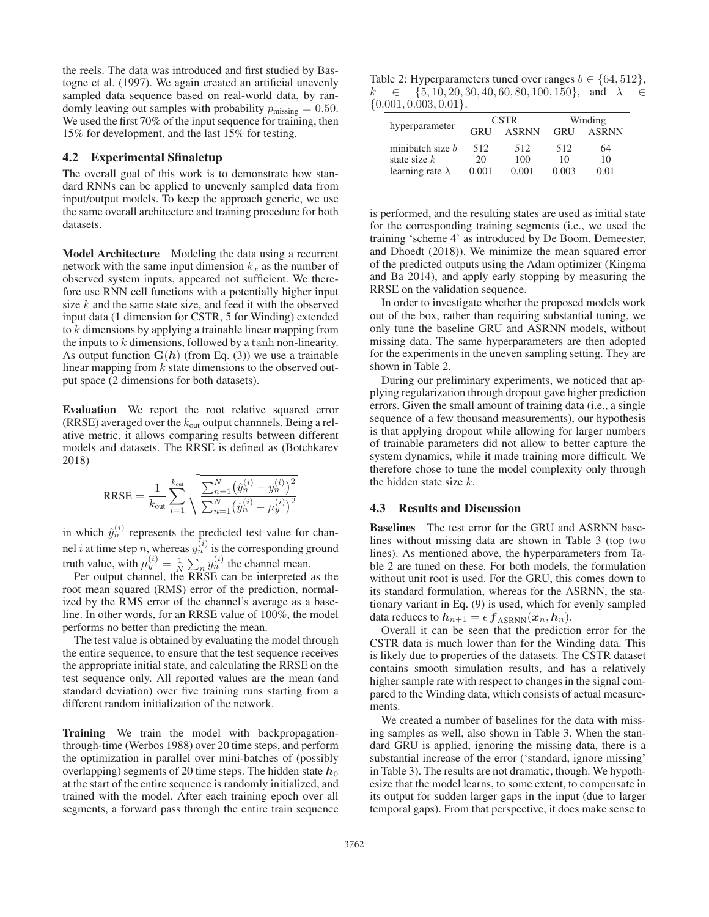the reels. The data was introduced and first studied by Bastogne et al. (1997). We again created an artificial unevenly sampled data sequence based on real-world data, by randomly leaving out samples with probability $p_{\text{missing}} = 0.50$. We used the first 70% of the input sequence for training, then 15% for development, and the last 15% for testing.

### 4.2 Experimental Sfinaletup

The overall goal of this work is to demonstrate how standard RNNs can be applied to unevenly sampled data from input/output models. To keep the approach generic, we use the same overall architecture and training procedure for both datasets.

**Model Architecture** Modeling the data using a recurrent network with the same input dimension $k_x$ as the number of observed system inputs, appeared not sufficient. We therefore use RNN cell functions with a potentially higher input size $k$ and the same state size, and feed it with the observed input data (1 dimension for CSTR, 5 for Winding) extended to $k$ dimensions by applying a trainable linear mapping from the inputs to $k$ dimensions, followed by a $\tanh$ non-linearity. As output function $\mathbf{G}(\boldsymbol{h})$ (from Eq. (3)) we use a trainable linear mapping from $k$ state dimensions to the observed output space (2 dimensions for both datasets).

**Evaluation** We report the root relative squared error (RRSE) averaged over the $k_{\text{out}}$ output channnels. Being a relative metric, it allows comparing results between different models and datasets. The RRSE is defined as (Botchkarev 2018)

$$\text{RRSE} = \frac{1}{k_{\text{out}}} \sum_{i=1}^{k_{\text{out}}} \sqrt{\frac{\sum_{n=1}^{N} \left(\hat{y}_n^{(i)} - y_n^{(i)}\right)^2}{\sum_{n=1}^{N} \left(\hat{y}_n^{(i)} - \mu_y^{(i)}\right)^2}}$$

in which $\hat{y}_n^{(i)}$ represents the predicted test value for channel $i$ at time step $n$, whereas $y_n^{(i)}$ is the corresponding ground truth value, with $\mu_y^{(i)} = \frac{1}{N}\sum_n y_n^{(i)}$ the channel mean.

Per output channel, the RRSE can be interpreted as the root mean squared (RMS) error of the prediction, normalized by the RMS error of the channel's average as a baseline. In other words, for an RRSE value of 100%, the model performs no better than predicting the mean.

The test value is obtained by evaluating the model through the entire sequence, to ensure that the test sequence receives the appropriate initial state, and calculating the RRSE on the test sequence only. All reported values are the mean (and standard deviation) over five training runs starting from a different random initialization of the network.

**Training** We train the model with backpropagation-through-time (Werbos 1988) over 20 time steps, and perform the optimization in parallel over mini-batches of (possibly overlapping) segments of 20 time steps. The hidden state $\boldsymbol{h}_0$ at the start of the entire sequence is randomly initialized, and trained with the model. After each training epoch over all segments, a forward pass through the entire train sequence is performed, and the resulting states are used as initial state for the corresponding training segments (i.e., we used the training 'scheme 4' as introduced by De Boom, Demeester, and Dhoedt (2018)). We minimize the mean squared error of the predicted outputs using the Adam optimizer (Kingma and Ba 2014), and apply early stopping by measuring the RRSE on the validation sequence.

In order to investigate whether the proposed models work out of the box, rather than requiring substantial tuning, we only tune the baseline GRU and ASRNN models, without missing data. The same hyperparameters are then adopted for the experiments in the uneven sampling setting. They are shown in Table 2.

Table 2: Hyperparameters tuned over ranges $b \in \{64, 512\}$, $k \in \{5, 10, 20, 30, 40, 60, 80, 100, 150\}$, and $\lambda \in \{0.001, 0.003, 0.01\}$.

| hyperparameter | CSTR | | Winding | |
|---|---|---|---|---|
| | GRU | ASRNN | GRU | ASRNN |
| minibatch size $b$ | 512 | 512 | 512 | 64 |
| state size $k$ | 20 | 100 | 10 | 10 |
| learning rate $\lambda$ | 0.001 | 0.001 | 0.003 | 0.01 |

During our preliminary experiments, we noticed that applying regularization through dropout gave higher prediction errors. Given the small amount of training data (i.e., a single sequence of a few thousand measurements), our hypothesis is that applying dropout while allowing for larger numbers of trainable parameters did not allow to better capture the system dynamics, while it made training more difficult. We therefore chose to tune the model complexity only through the hidden state size $k$.

### 4.3 Results and Discussion

**Baselines** The test error for the GRU and ASRNN baselines without missing data are shown in Table 3 (top two lines). As mentioned above, the hyperparameters from Table 2 are tuned on these. For both models, the formulation without unit root is used. For the GRU, this comes down to its standard formulation, whereas for the ASRNN, the stationary variant in Eq. (9) is used, which for evenly sampled data reduces to $\boldsymbol{h}_{n+1} = \epsilon\, \boldsymbol{f}_{\text{ASRNN}}(\boldsymbol{x}_n, \boldsymbol{h}_n)$.

Overall it can be seen that the prediction error for the CSTR data is much lower than for the Winding data. This is likely due to properties of the datasets. The CSTR dataset contains smooth simulation results, and has a relatively higher sample rate with respect to changes in the signal compared to the Winding data, which consists of actual measurements.

We created a number of baselines for the data with missing samples as well, also shown in Table 3. When the standard GRU is applied, ignoring the missing data, there is a substantial increase of the error ('standard, ignore missing' in Table 3). The results are not dramatic, though. We hypothesize that the model learns, to some extent, to compensate in its output for sudden larger gaps in the input (due to larger temporal gaps). From that perspective, it does make sense to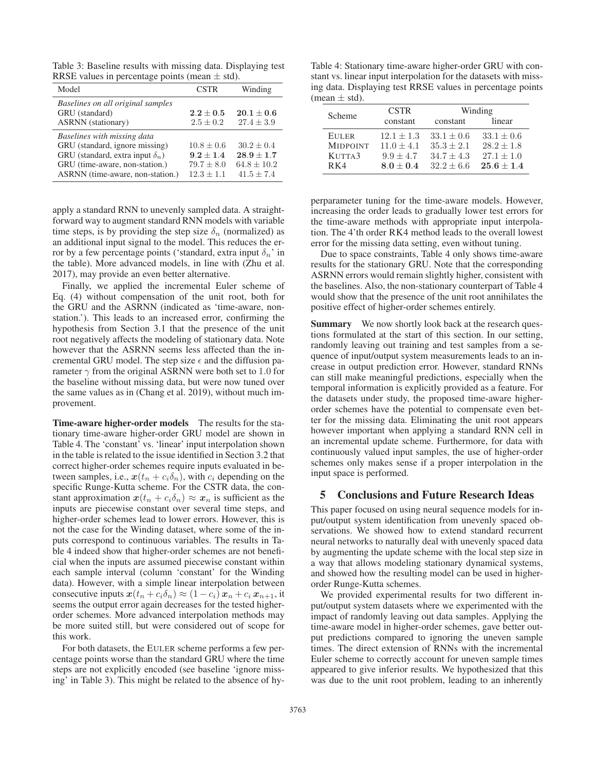Table 3: Baseline results with missing data. Displaying test RRSE values in percentage points (mean ± std).

| Model | CSTR | Winding |
|---|---|---|
| *Baselines on all original samples* | | |
| GRU (standard) | $\mathbf{2.2 \pm 0.5}$ | $\mathbf{20.1 \pm 0.6}$ |
| ASRNN (stationary) | $2.5 \pm 0.2$ | $27.4 \pm 3.9$ |
| *Baselines with missing data* | | |
| GRU (standard, ignore missing) | $10.8 \pm 0.6$ | $30.2 \pm 0.4$ |
| GRU (standard, extra input $\delta_n$) | $\mathbf{9.2 \pm 1.4}$ | $\mathbf{28.9 \pm 1.7}$ |
| GRU (time-aware, non-station.) | $79.7 \pm 8.0$ | $64.8 \pm 10.2$ |
| ASRNN (time-aware, non-station.) | $12.3 \pm 1.1$ | $41.5 \pm 7.4$ |

apply a standard RNN to unevenly sampled data. A straightforward way to augment standard RNN models with variable time steps, is by providing the step size $\delta_n$ (normalized) as an additional input signal to the model. This reduces the error by a few percentage points ('standard, extra input $\delta_n$' in the table). More advanced models, in line with (Zhu et al. 2017), may provide an even better alternative.

Finally, we applied the incremental Euler scheme of Eq. (4) without compensation of the unit root, both for the GRU and the ASRNN (indicated as 'time-aware, non-station.'). This leads to an increased error, confirming the hypothesis from Section 3.1 that the presence of the unit root negatively affects the modeling of stationary data. Note however that the ASRNN seems less affected than the incremental GRU model. The step size $\epsilon$ and the diffusion parameter $\gamma$ from the original ASRNN were both set to 1.0 for the baseline without missing data, but were now tuned over the same values as in (Chang et al. 2019), without much improvement.

**Time-aware higher-order models** The results for the stationary time-aware higher-order GRU model are shown in Table 4. The 'constant' vs. 'linear' input interpolation shown in the table is related to the issue identified in Section 3.2 that correct higher-order schemes require inputs evaluated in between samples, i.e., $\boldsymbol{x}(t_n + c_i\delta_n)$, with $c_i$ depending on the specific Runge-Kutta scheme. For the CSTR data, the constant approximation $\boldsymbol{x}(t_n + c_i\delta_n) \approx \boldsymbol{x}_n$ is sufficient as the inputs are piecewise constant over several time steps, and higher-order schemes lead to lower errors. However, this is not the case for the Winding dataset, where some of the inputs correspond to continuous variables. The results in Table 4 indeed show that higher-order schemes are not beneficial when the inputs are assumed piecewise constant within each sample interval (column 'constant' for the Winding data). However, with a simple linear interpolation between consecutive inputs $\boldsymbol{x}(t_n + c_i\delta_n) \approx (1 - c_i)\,\boldsymbol{x}_n + c_i\,\boldsymbol{x}_{n+1}$, it seems the output error again decreases for the tested higher-order schemes. More advanced interpolation methods may be more suited still, but were considered out of scope for this work.

For both datasets, the EULER scheme performs a few percentage points worse than the standard GRU where the time steps are not explicitly encoded (see baseline 'ignore missing' in Table 3). This might be related to the absence of hy-

Table 4: Stationary time-aware higher-order GRU with constant vs. linear input interpolation for the datasets with missing data. Displaying test RRSE values in percentage points (mean ± std).

| Scheme | CSTR | Winding | |
|---|---|---|---|
| | constant | constant | linear |
| EULER | $12.1 \pm 1.3$ | $33.1 \pm 0.6$ | $33.1 \pm 0.6$ |
| MIDPOINT | $11.0 \pm 4.1$ | $35.3 \pm 2.1$ | $28.2 \pm 1.8$ |
| KUTTA3 | $9.9 \pm 4.7$ | $34.7 \pm 4.3$ | $27.1 \pm 1.0$ |
| RK4 | $\mathbf{8.0 \pm 0.4}$ | $32.2 \pm 6.6$ | $\mathbf{25.6 \pm 1.4}$ |

perparameter tuning for the time-aware models. However, increasing the order leads to gradually lower test errors for the time-aware methods with appropriate input interpolation. The 4'th order RK4 method leads to the overall lowest error for the missing data setting, even without tuning.

Due to space constraints, Table 4 only shows time-aware results for the stationary GRU. Note that the corresponding ASRNN errors would remain slightly higher, consistent with the baselines. Also, the non-stationary counterpart of Table 4 would show that the presence of the unit root annihilates the positive effect of higher-order schemes entirely.

**Summary** We now shortly look back at the research questions formulated at the start of this section. In our setting, randomly leaving out training and test samples from a sequence of input/output system measurements leads to an increase in output prediction error. However, standard RNNs can still make meaningful predictions, especially when the temporal information is explicitly provided as a feature. For the datasets under study, the proposed time-aware higher-order schemes have the potential to compensate even better for the missing data. Eliminating the unit root appears however important when applying a standard RNN cell in an incremental update scheme. Furthermore, for data with continuously valued input samples, the use of higher-order schemes only makes sense if a proper interpolation in the input space is performed.

## 5 Conclusions and Future Research Ideas

This paper focused on using neural sequence models for input/output system identification from unevenly spaced observations. We showed how to extend standard recurrent neural networks to naturally deal with unevenly spaced data by augmenting the update scheme with the local step size in a way that allows modeling stationary dynamical systems, and showed how the resulting model can be used in higher-order Runge-Kutta schemes.

We provided experimental results for two different input/output system datasets where we experimented with the impact of randomly leaving out data samples. Applying the time-aware model in higher-order schemes, gave better output predictions compared to ignoring the uneven sample times. The direct extension of RNNs with the incremental Euler scheme to correctly account for uneven sample times appeared to give inferior results. We hypothesized that this was due to the unit root problem, leading to an inherently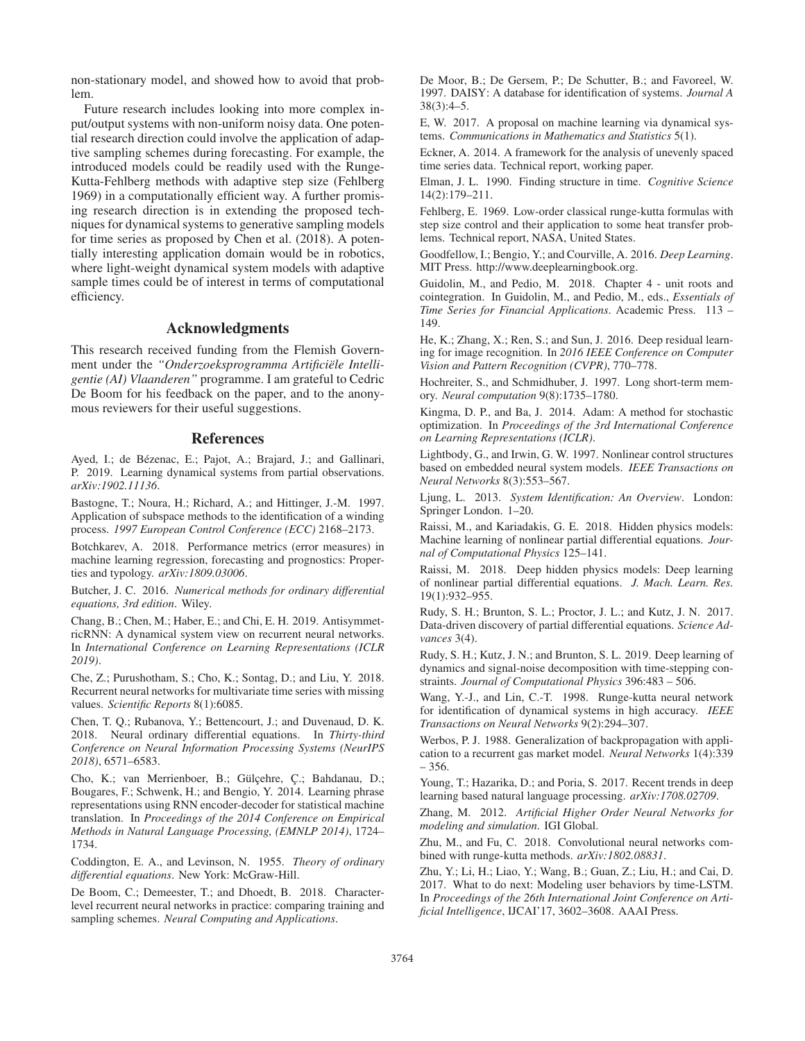non-stationary model, and showed how to avoid that problem.

Future research includes looking into more complex input/output systems with non-uniform noisy data. One potential research direction could involve the application of adaptive sampling schemes during forecasting. For example, the introduced models could be readily used with the Runge-Kutta-Fehlberg methods with adaptive step size (Fehlberg 1969) in a computationally efficient way. A further promising research direction is in extending the proposed techniques for dynamical systems to generative sampling models for time series as proposed by Chen et al. (2018). A potentially interesting application domain would be in robotics, where light-weight dynamical system models with adaptive sample times could be of interest in terms of computational efficiency.

## Acknowledgments

This research received funding from the Flemish Government under the *"Onderzoeksprogramma Artificiële Intelligentie (AI) Vlaanderen"* programme. I am grateful to Cedric De Boom for his feedback on the paper, and to the anonymous reviewers for their useful suggestions.

## References

Ayed, I.; de Bézenac, E.; Pajot, A.; Brajard, J.; and Gallinari, P. 2019. Learning dynamical systems from partial observations. *arXiv:1902.11136*.

Bastogne, T.; Noura, H.; Richard, A.; and Hittinger, J.-M. 1997. Application of subspace methods to the identification of a winding process. *1997 European Control Conference (ECC)* 2168–2173.

Botchkarev, A. 2018. Performance metrics (error measures) in machine learning regression, forecasting and prognostics: Properties and typology. *arXiv:1809.03006*.

Butcher, J. C. 2016. *Numerical methods for ordinary differential equations, 3rd edition*. Wiley.

Chang, B.; Chen, M.; Haber, E.; and Chi, E. H. 2019. AntisymmetricRNN: A dynamical system view on recurrent neural networks. In *International Conference on Learning Representations (ICLR 2019)*.

Che, Z.; Purushotham, S.; Cho, K.; Sontag, D.; and Liu, Y. 2018. Recurrent neural networks for multivariate time series with missing values. *Scientific Reports* 8(1):6085.

Chen, T. Q.; Rubanova, Y.; Bettencourt, J.; and Duvenaud, D. K. 2018. Neural ordinary differential equations. In *Thirty-third Conference on Neural Information Processing Systems (NeurIPS 2018)*, 6571–6583.

Cho, K.; van Merrienboer, B.; Gülçehre, Ç.; Bahdanau, D.; Bougares, F.; Schwenk, H.; and Bengio, Y. 2014. Learning phrase representations using RNN encoder-decoder for statistical machine translation. In *Proceedings of the 2014 Conference on Empirical Methods in Natural Language Processing, (EMNLP 2014)*, 1724–1734.

Coddington, E. A., and Levinson, N. 1955. *Theory of ordinary differential equations*. New York: McGraw-Hill.

De Boom, C.; Demeester, T.; and Dhoedt, B. 2018. Character-level recurrent neural networks in practice: comparing training and sampling schemes. *Neural Computing and Applications*.

De Moor, B.; De Gersem, P.; De Schutter, B.; and Favoreel, W. 1997. DAISY: A database for identification of systems. *Journal A* 38(3):4–5.

E, W. 2017. A proposal on machine learning via dynamical systems. *Communications in Mathematics and Statistics* 5(1).

Eckner, A. 2014. A framework for the analysis of unevenly spaced time series data. Technical report, working paper.

Elman, J. L. 1990. Finding structure in time. *Cognitive Science* 14(2):179–211.

Fehlberg, E. 1969. Low-order classical runge-kutta formulas with step size control and their application to some heat transfer problems. Technical report, NASA, United States.

Goodfellow, I.; Bengio, Y.; and Courville, A. 2016. *Deep Learning*. MIT Press. http://www.deeplearningbook.org.

Guidolin, M., and Pedio, M. 2018. Chapter 4 - unit roots and cointegration. In Guidolin, M., and Pedio, M., eds., *Essentials of Time Series for Financial Applications*. Academic Press. 113 – 149.

He, K.; Zhang, X.; Ren, S.; and Sun, J. 2016. Deep residual learning for image recognition. In *2016 IEEE Conference on Computer Vision and Pattern Recognition (CVPR)*, 770–778.

Hochreiter, S., and Schmidhuber, J. 1997. Long short-term memory. *Neural computation* 9(8):1735–1780.

Kingma, D. P., and Ba, J. 2014. Adam: A method for stochastic optimization. In *Proceedings of the 3rd International Conference on Learning Representations (ICLR)*.

Lightbody, G., and Irwin, G. W. 1997. Nonlinear control structures based on embedded neural system models. *IEEE Transactions on Neural Networks* 8(3):553–567.

Ljung, L. 2013. *System Identification: An Overview*. London: Springer London. 1–20.

Raissi, M., and Kariadakis, G. E. 2018. Hidden physics models: Machine learning of nonlinear partial differential equations. *Journal of Computational Physics* 125–141.

Raissi, M. 2018. Deep hidden physics models: Deep learning of nonlinear partial differential equations. *J. Mach. Learn. Res.* 19(1):932–955.

Rudy, S. H.; Brunton, S. L.; Proctor, J. L.; and Kutz, J. N. 2017. Data-driven discovery of partial differential equations. *Science Advances* 3(4).

Rudy, S. H.; Kutz, J. N.; and Brunton, S. L. 2019. Deep learning of dynamics and signal-noise decomposition with time-stepping constraints. *Journal of Computational Physics* 396:483 – 506.

Wang, Y.-J., and Lin, C.-T. 1998. Runge-kutta neural network for identification of dynamical systems in high accuracy. *IEEE Transactions on Neural Networks* 9(2):294–307.

Werbos, P. J. 1988. Generalization of backpropagation with application to a recurrent gas market model. *Neural Networks* 1(4):339 – 356.

Young, T.; Hazarika, D.; and Poria, S. 2017. Recent trends in deep learning based natural language processing. *arXiv:1708.02709*.

Zhang, M. 2012. *Artificial Higher Order Neural Networks for modeling and simulation*. IGI Global.

Zhu, M., and Fu, C. 2018. Convolutional neural networks combined with runge-kutta methods. *arXiv:1802.08831*.

Zhu, Y.; Li, H.; Liao, Y.; Wang, B.; Guan, Z.; Liu, H.; and Cai, D. 2017. What to do next: Modeling user behaviors by time-LSTM. In *Proceedings of the 26th International Joint Conference on Artificial Intelligence*, IJCAI'17, 3602–3608. AAAI Press.